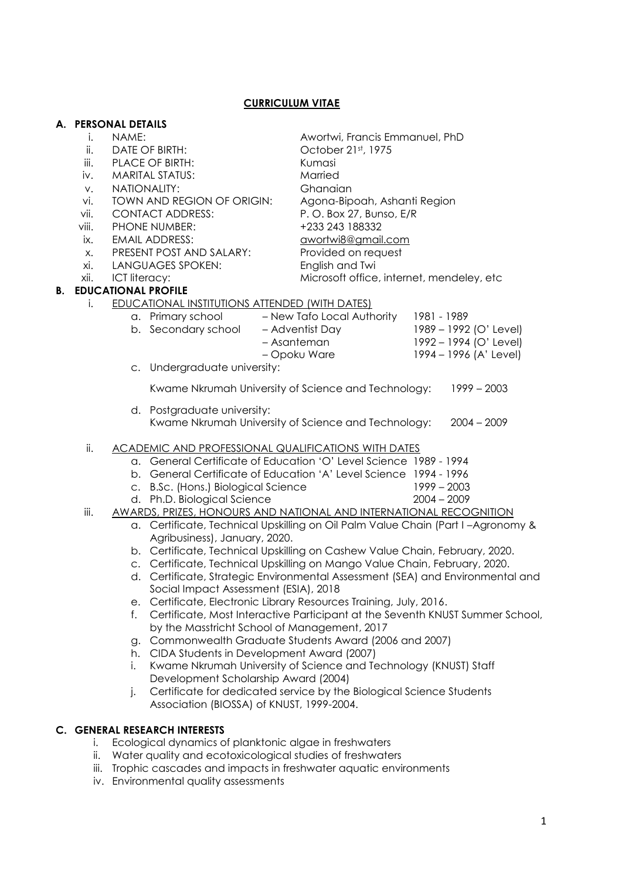# CURRICULUM VITAE

## A. PERSONAL DETAILS

| | | |
|---|---|---|
| i. | NAME: | Awortwi, Francis Emmanuel, PhD |
| ii. | DATE OF BIRTH: | October 21st, 1975 |
| iii. | PLACE OF BIRTH: | Kumasi |
| iv. | MARITAL STATUS: | Married |
| v. | NATIONALITY: | Ghanaian |
| vi. | TOWN AND REGION OF ORIGIN: | Agona-Bipoah, Ashanti Region |
| vii. | CONTACT ADDRESS: | P. O. Box 27, Bunso, E/R |
| viii. | PHONE NUMBER: | +233 243 188332 |
| ix. | EMAIL ADDRESS: | awortwi8@gmail.com |
| x. | PRESENT POST AND SALARY: | Provided on request |
| xi. | LANGUAGES SPOKEN: | English and Twi |
| xii. | ICT literacy: | Microsoft office, internet, mendeley, etc |

## B. EDUCATIONAL PROFILE

i. EDUCATIONAL INSTITUTIONS ATTENDED (WITH DATES)

a. Primary school – New Tafo Local Authority 1981 - 1989

b. Secondary school – Adventist Day 1989 – 1992 (O' Level)
– Asanteman 1992 – 1994 (O' Level)
– Opoku Ware 1994 – 1996 (A' Level)

c. Undergraduate university:

Kwame Nkrumah University of Science and Technology: 1999 – 2003

d. Postgraduate university:
Kwame Nkrumah University of Science and Technology: 2004 – 2009

ii. ACADEMIC AND PROFESSIONAL QUALIFICATIONS WITH DATES

a. General Certificate of Education 'O' Level Science 1989 - 1994
b. General Certificate of Education 'A' Level Science 1994 - 1996
c. B.Sc. (Hons.) Biological Science 1999 – 2003
d. Ph.D. Biological Science 2004 – 2009

iii. AWARDS, PRIZES, HONOURS AND NATIONAL AND INTERNATIONAL RECOGNITION

a. Certificate, Technical Upskilling on Oil Palm Value Chain (Part I –Agronomy & Agribusiness), January, 2020.
b. Certificate, Technical Upskilling on Cashew Value Chain, February, 2020.
c. Certificate, Technical Upskilling on Mango Value Chain, February, 2020.
d. Certificate, Strategic Environmental Assessment (SEA) and Environmental and Social Impact Assessment (ESIA), 2018
e. Certificate, Electronic Library Resources Training, July, 2016.
f. Certificate, Most Interactive Participant at the Seventh KNUST Summer School, by the Masstricht School of Management, 2017
g. Commonwealth Graduate Students Award (2006 and 2007)
h. CIDA Students in Development Award (2007)
i. Kwame Nkrumah University of Science and Technology (KNUST) Staff Development Scholarship Award (2004)
j. Certificate for dedicated service by the Biological Science Students Association (BIOSSA) of KNUST, 1999-2004.

## C. GENERAL RESEARCH INTERESTS

i. Ecological dynamics of planktonic algae in freshwaters
ii. Water quality and ecotoxicological studies of freshwaters
iii. Trophic cascades and impacts in freshwater aquatic environments
iv. Environmental quality assessments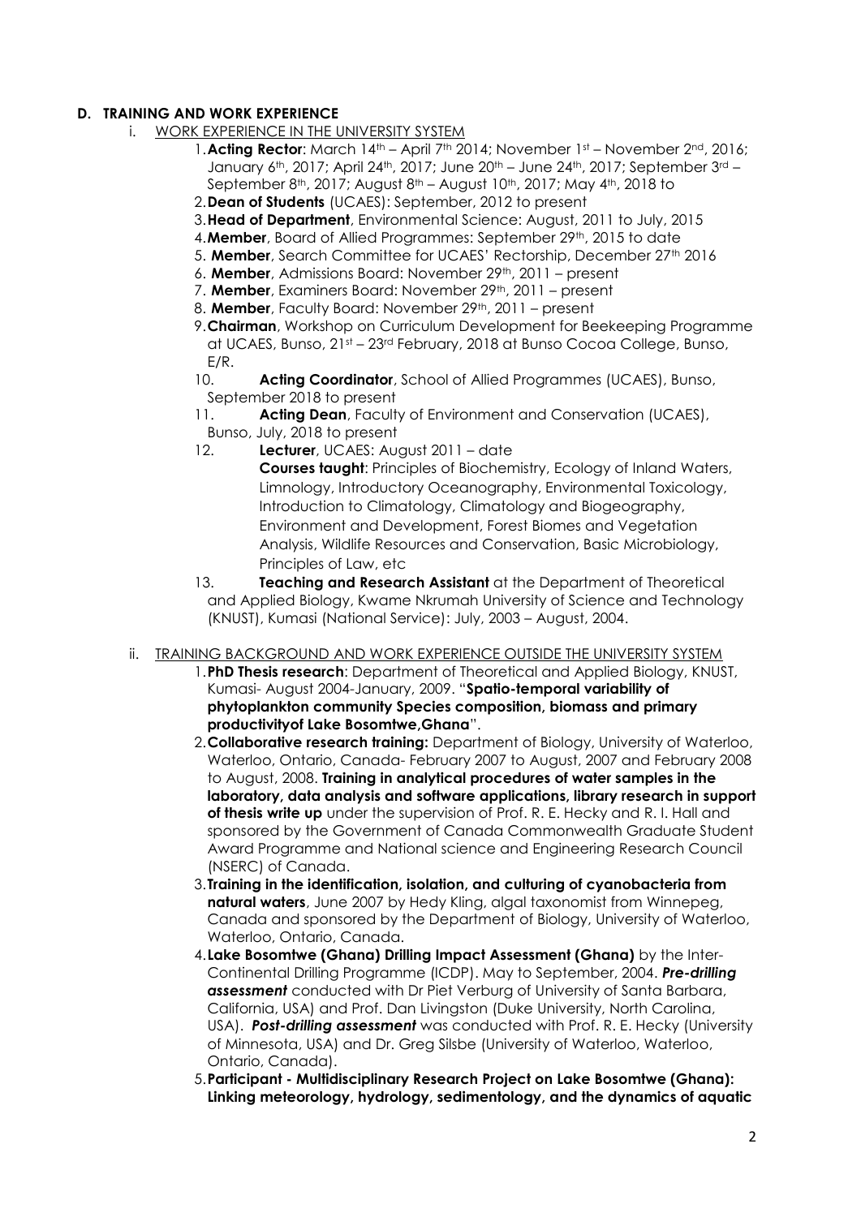### D. TRAINING AND WORK EXPERIENCE

i. WORK EXPERIENCE IN THE UNIVERSITY SYSTEM

1. **Acting Rector**: March 14th – April 7th 2014; November 1st – November 2nd, 2016; January 6th, 2017; April 24th, 2017; June 20th – June 24th, 2017; September 3rd – September 8th, 2017; August 8th – August 10th, 2017; May 4th, 2018 to
2. **Dean of Students** (UCAES): September, 2012 to present
3. **Head of Department**, Environmental Science: August, 2011 to July, 2015
4. **Member**, Board of Allied Programmes: September 29th, 2015 to date
5. **Member**, Search Committee for UCAES' Rectorship, December 27th 2016
6. **Member**, Admissions Board: November 29th, 2011 – present
7. **Member**, Examiners Board: November 29th, 2011 – present
8. **Member**, Faculty Board: November 29th, 2011 – present
9. **Chairman**, Workshop on Curriculum Development for Beekeeping Programme at UCAES, Bunso, 21st – 23rd February, 2018 at Bunso Cocoa College, Bunso, E/R.
10. **Acting Coordinator**, School of Allied Programmes (UCAES), Bunso, September 2018 to present
11. **Acting Dean**, Faculty of Environment and Conservation (UCAES), Bunso, July, 2018 to present
12. **Lecturer**, UCAES: August 2011 – date
    **Courses taught**: Principles of Biochemistry, Ecology of Inland Waters, Limnology, Introductory Oceanography, Environmental Toxicology, Introduction to Climatology, Climatology and Biogeography, Environment and Development, Forest Biomes and Vegetation Analysis, Wildlife Resources and Conservation, Basic Microbiology, Principles of Law, etc
13. **Teaching and Research Assistant** at the Department of Theoretical and Applied Biology, Kwame Nkrumah University of Science and Technology (KNUST), Kumasi (National Service): July, 2003 – August, 2004.

ii. TRAINING BACKGROUND AND WORK EXPERIENCE OUTSIDE THE UNIVERSITY SYSTEM

1. **PhD Thesis research**: Department of Theoretical and Applied Biology, KNUST, Kumasi- August 2004-January, 2009. "**Spatio-temporal variability of phytoplankton community Species composition, biomass and primary productivityof Lake Bosomtwe,Ghana**".
2. **Collaborative research training:** Department of Biology, University of Waterloo, Waterloo, Ontario, Canada- February 2007 to August, 2007 and February 2008 to August, 2008. **Training in analytical procedures of water samples in the laboratory, data analysis and software applications, library research in support of thesis write up** under the supervision of Prof. R. E. Hecky and R. I. Hall and sponsored by the Government of Canada Commonwealth Graduate Student Award Programme and National science and Engineering Research Council (NSERC) of Canada.
3. **Training in the identification, isolation, and culturing of cyanobacteria from natural waters**, June 2007 by Hedy Kling, algal taxonomist from Winnepeg, Canada and sponsored by the Department of Biology, University of Waterloo, Waterloo, Ontario, Canada.
4. **Lake Bosomtwe (Ghana) Drilling Impact Assessment (Ghana)** by the Inter-Continental Drilling Programme (ICDP). May to September, 2004. ***Pre-drilling assessment*** conducted with Dr Piet Verburg of University of Santa Barbara, California, USA) and Prof. Dan Livingston (Duke University, North Carolina, USA). ***Post-drilling assessment*** was conducted with Prof. R. E. Hecky (University of Minnesota, USA) and Dr. Greg Silsbe (University of Waterloo, Waterloo, Ontario, Canada).
5. **Participant - Multidisciplinary Research Project on Lake Bosomtwe (Ghana): Linking meteorology, hydrology, sedimentology, and the dynamics of aquatic**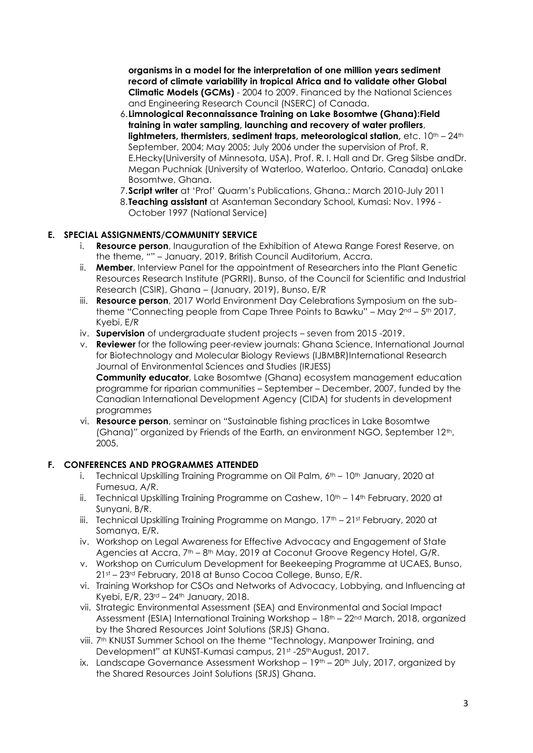**organisms in a model for the interpretation of one million years sediment record of climate variability in tropical Africa and to validate other Global Climatic Models (GCMs)** - 2004 to 2009. Financed by the National Sciences and Engineering Research Council (NSERC) of Canada.

6. **Limnological Reconnaissance Training on Lake Bosomtwe (Ghana):Field training in water sampling, launching and recovery of water profilers, lightmeters, thermisters, sediment traps, meteorological station,** etc. 10th – 24th September, 2004; May 2005; July 2006 under the supervision of Prof. R. E.Hecky(University of Minnesota, USA), Prof. R. I. Hall and Dr. Greg Silsbe andDr. Megan Puchniak (University of Waterloo, Waterloo, Ontario, Canada) onLake Bosomtwe, Ghana.
7. **Script writer** at 'Prof' Quarm's Publications, Ghana.: March 2010-July 2011
8. **Teaching assistant** at Asanteman Secondary School, Kumasi: Nov. 1996 - October 1997 (National Service)

## E. SPECIAL ASSIGNMENTS/COMMUNITY SERVICE

i. **Resource person**, Inauguration of the Exhibition of Atewa Range Forest Reserve, on the theme, "" – January, 2019, British Council Auditorium, Accra.

ii. **Member**, Interview Panel for the appointment of Researchers into the Plant Genetic Resources Research Institute (PGRRI), Bunso, of the Council for Scientific and Industrial Research (CSIR), Ghana – (January, 2019), Bunso, E/R

iii. **Resource person**, 2017 World Environment Day Celebrations Symposium on the sub-theme "Connecting people from Cape Three Points to Bawku" – May 2nd – 5th 2017, Kyebi, E/R

iv. **Supervision** of undergraduate student projects – seven from 2015 -2019.

v. **Reviewer** for the following peer-review journals: Ghana Science, International Journal for Biotechnology and Molecular Biology Reviews (IJBMBR)International Research Journal of Environmental Sciences and Studies (IRJESS)
**Community educator**, Lake Bosomtwe (Ghana) ecosystem management education programme for riparian communities – September – December, 2007, funded by the Canadian International Development Agency (CIDA) for students in development programmes

vi. **Resource person**, seminar on "Sustainable fishing practices in Lake Bosomtwe (Ghana)" organized by Friends of the Earth, an environment NGO, September 12th, 2005.

## F. CONFERENCES AND PROGRAMMES ATTENDED

i. Technical Upskilling Training Programme on Oil Palm, 6th – 10th January, 2020 at Fumesua, A/R.

ii. Technical Upskilling Training Programme on Cashew, 10th – 14th February, 2020 at Sunyani, B/R.

iii. Technical Upskilling Training Programme on Mango, 17th – 21st February, 2020 at Somanya, E/R.

iv. Workshop on Legal Awareness for Effective Advocacy and Engagement of State Agencies at Accra, 7th – 8th May, 2019 at Coconut Groove Regency Hotel, G/R.

v. Workshop on Curriculum Development for Beekeeping Programme at UCAES, Bunso, 21st – 23rd February, 2018 at Bunso Cocoa College, Bunso, E/R.

vi. Training Workshop for CSOs and Networks of Advocacy, Lobbying, and Influencing at Kyebi, E/R, 23rd – 24th January, 2018.

vii. Strategic Environmental Assessment (SEA) and Environmental and Social Impact Assessment (ESIA) International Training Workshop – 18th – 22nd March, 2018, organized by the Shared Resources Joint Solutions (SRJS) Ghana.

viii. 7th KNUST Summer School on the theme "Technology, Manpower Training, and Development" at KUNST-Kumasi campus, 21st -25thAugust, 2017.

ix. Landscape Governance Assessment Workshop – 19th – 20th July, 2017, organized by the Shared Resources Joint Solutions (SRJS) Ghana.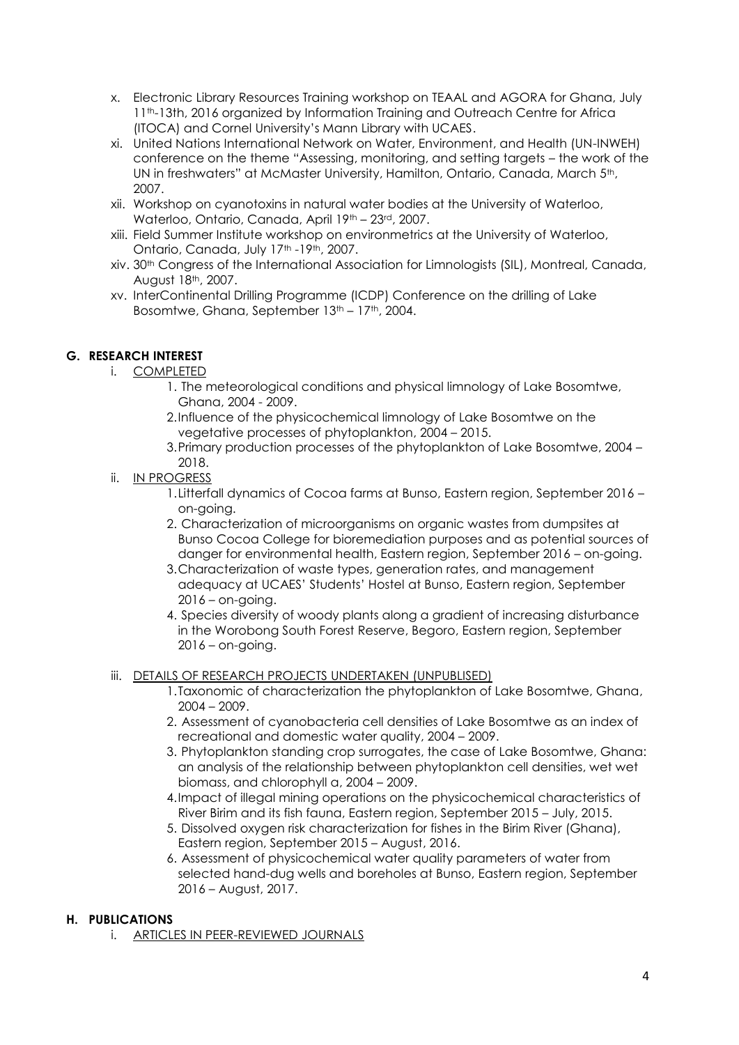x. Electronic Library Resources Training workshop on TEAAL and AGORA for Ghana, July 11th-13th, 2016 organized by Information Training and Outreach Centre for Africa (ITOCA) and Cornel University's Mann Library with UCAES.

xi. United Nations International Network on Water, Environment, and Health (UN-INWEH) conference on the theme "Assessing, monitoring, and setting targets – the work of the UN in freshwaters" at McMaster University, Hamilton, Ontario, Canada, March 5th, 2007.

xii. Workshop on cyanotoxins in natural water bodies at the University of Waterloo, Waterloo, Ontario, Canada, April 19th – 23rd, 2007.

xiii. Field Summer Institute workshop on environmetrics at the University of Waterloo, Ontario, Canada, July 17th -19th, 2007.

xiv. 30th Congress of the International Association for Limnologists (SIL), Montreal, Canada, August 18th, 2007.

xv. InterContinental Drilling Programme (ICDP) Conference on the drilling of Lake Bosomtwe, Ghana, September 13th – 17th, 2004.

## G. RESEARCH INTEREST

i. COMPLETED

1. The meteorological conditions and physical limnology of Lake Bosomtwe, Ghana, 2004 - 2009.
2. Influence of the physicochemical limnology of Lake Bosomtwe on the vegetative processes of phytoplankton, 2004 – 2015.
3. Primary production processes of the phytoplankton of Lake Bosomtwe, 2004 – 2018.

ii. IN PROGRESS

1. Litterfall dynamics of Cocoa farms at Bunso, Eastern region, September 2016 – on-going.
2. Characterization of microorganisms on organic wastes from dumpsites at Bunso Cocoa College for bioremediation purposes and as potential sources of danger for environmental health, Eastern region, September 2016 – on-going.
3. Characterization of waste types, generation rates, and management adequacy at UCAES' Students' Hostel at Bunso, Eastern region, September 2016 – on-going.
4. Species diversity of woody plants along a gradient of increasing disturbance in the Worobong South Forest Reserve, Begoro, Eastern region, September 2016 – on-going.

iii. DETAILS OF RESEARCH PROJECTS UNDERTAKEN (UNPUBLISED)

1. Taxonomic of characterization the phytoplankton of Lake Bosomtwe, Ghana, 2004 – 2009.
2. Assessment of cyanobacteria cell densities of Lake Bosomtwe as an index of recreational and domestic water quality, 2004 – 2009.
3. Phytoplankton standing crop surrogates, the case of Lake Bosomtwe, Ghana: an analysis of the relationship between phytoplankton cell densities, wet wet biomass, and chlorophyll a, 2004 – 2009.
4. Impact of illegal mining operations on the physicochemical characteristics of River Birim and its fish fauna, Eastern region, September 2015 – July, 2015.
5. Dissolved oxygen risk characterization for fishes in the Birim River (Ghana), Eastern region, September 2015 – August, 2016.
6. Assessment of physicochemical water quality parameters of water from selected hand-dug wells and boreholes at Bunso, Eastern region, September 2016 – August, 2017.

## H. PUBLICATIONS

i. ARTICLES IN PEER-REVIEWED JOURNALS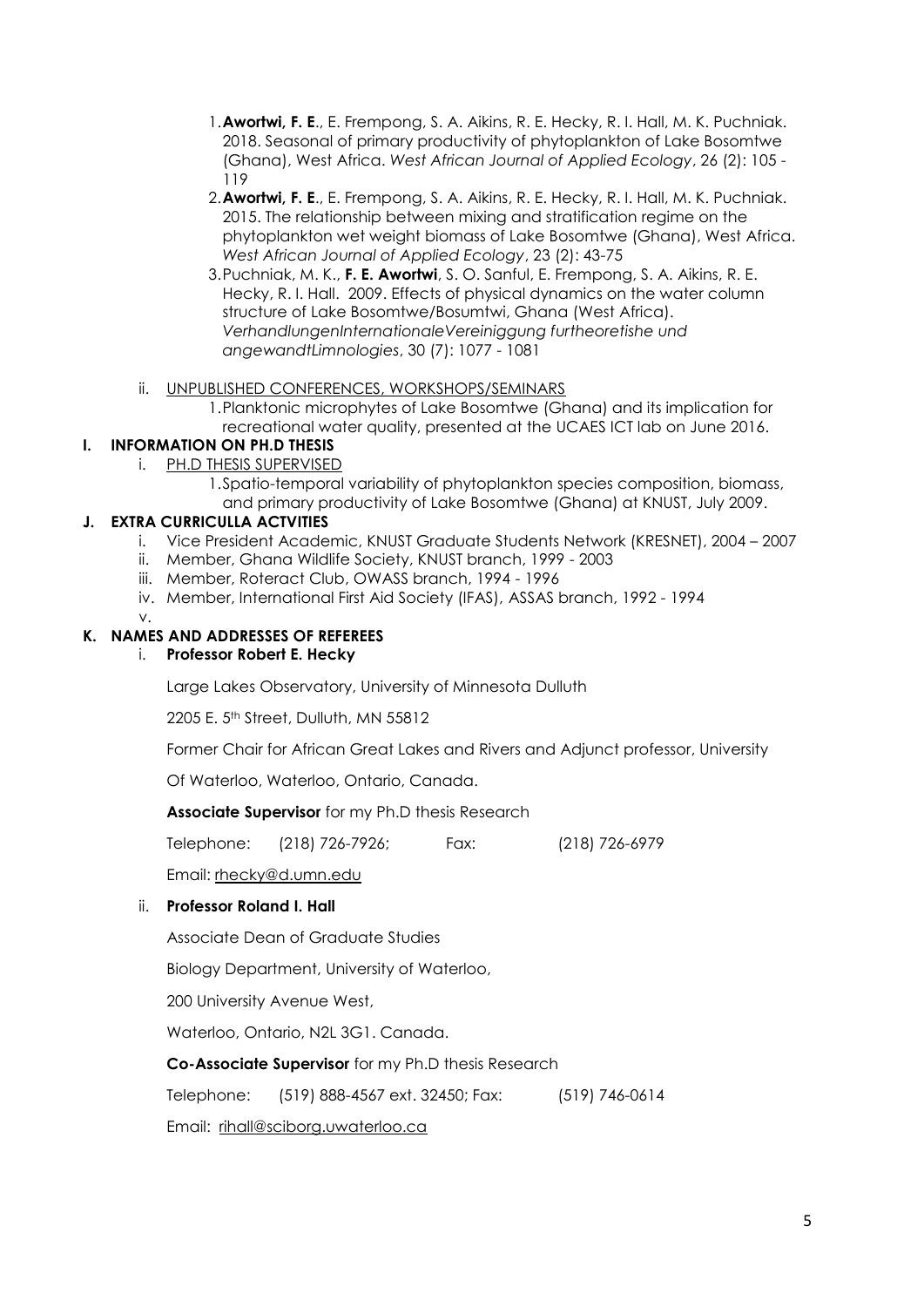1. **Awortwi, F. E**., E. Frempong, S. A. Aikins, R. E. Hecky, R. I. Hall, M. K. Puchniak. 2018. Seasonal of primary productivity of phytoplankton of Lake Bosomtwe (Ghana), West Africa. *West African Journal of Applied Ecology*, 26 (2): 105 - 119
2. **Awortwi, F. E**., E. Frempong, S. A. Aikins, R. E. Hecky, R. I. Hall, M. K. Puchniak. 2015. The relationship between mixing and stratification regime on the phytoplankton wet weight biomass of Lake Bosomtwe (Ghana), West Africa. *West African Journal of Applied Ecology*, 23 (2): 43-75
3. Puchniak, M. K., **F. E. Awortwi**, S. O. Sanful, E. Frempong, S. A. Aikins, R. E. Hecky, R. I. Hall. 2009. Effects of physical dynamics on the water column structure of Lake Bosomtwe/Bosumtwi, Ghana (West Africa). *VerhandlungenInternationaleVereiniggung furtheoretishe und angewandtLimnologies*, 30 (7): 1077 - 1081

ii. UNPUBLISHED CONFERENCES, WORKSHOPS/SEMINARS

1. Planktonic microphytes of Lake Bosomtwe (Ghana) and its implication for recreational water quality, presented at the UCAES ICT lab on June 2016.

## I. INFORMATION ON PH.D THESIS

i. PH.D THESIS SUPERVISED

1. Spatio-temporal variability of phytoplankton species composition, biomass, and primary productivity of Lake Bosomtwe (Ghana) at KNUST, July 2009.

## J. EXTRA CURRICULLA ACTVITIES

i. Vice President Academic, KNUST Graduate Students Network (KRESNET), 2004 – 2007
ii. Member, Ghana Wildlife Society, KNUST branch, 1999 - 2003
iii. Member, Roteract Club, OWASS branch, 1994 - 1996
iv. Member, International First Aid Society (IFAS), ASSAS branch, 1992 - 1994
v.

## K. NAMES AND ADDRESSES OF REFEREES

i. **Professor Robert E. Hecky**

Large Lakes Observatory, University of Minnesota Dulluth

2205 E. 5th Street, Dulluth, MN 55812

Former Chair for African Great Lakes and Rivers and Adjunct professor, University

Of Waterloo, Waterloo, Ontario, Canada.

**Associate Supervisor** for my Ph.D thesis Research

Telephone: (218) 726-7926; Fax: (218) 726-6979

Email: rhecky@d.umn.edu

ii. **Professor Roland I. Hall**

Associate Dean of Graduate Studies

Biology Department, University of Waterloo,

200 University Avenue West,

Waterloo, Ontario, N2L 3G1. Canada.

**Co-Associate Supervisor** for my Ph.D thesis Research

Telephone: (519) 888-4567 ext. 32450; Fax: (519) 746-0614

Email: rihall@sciborg.uwaterloo.ca